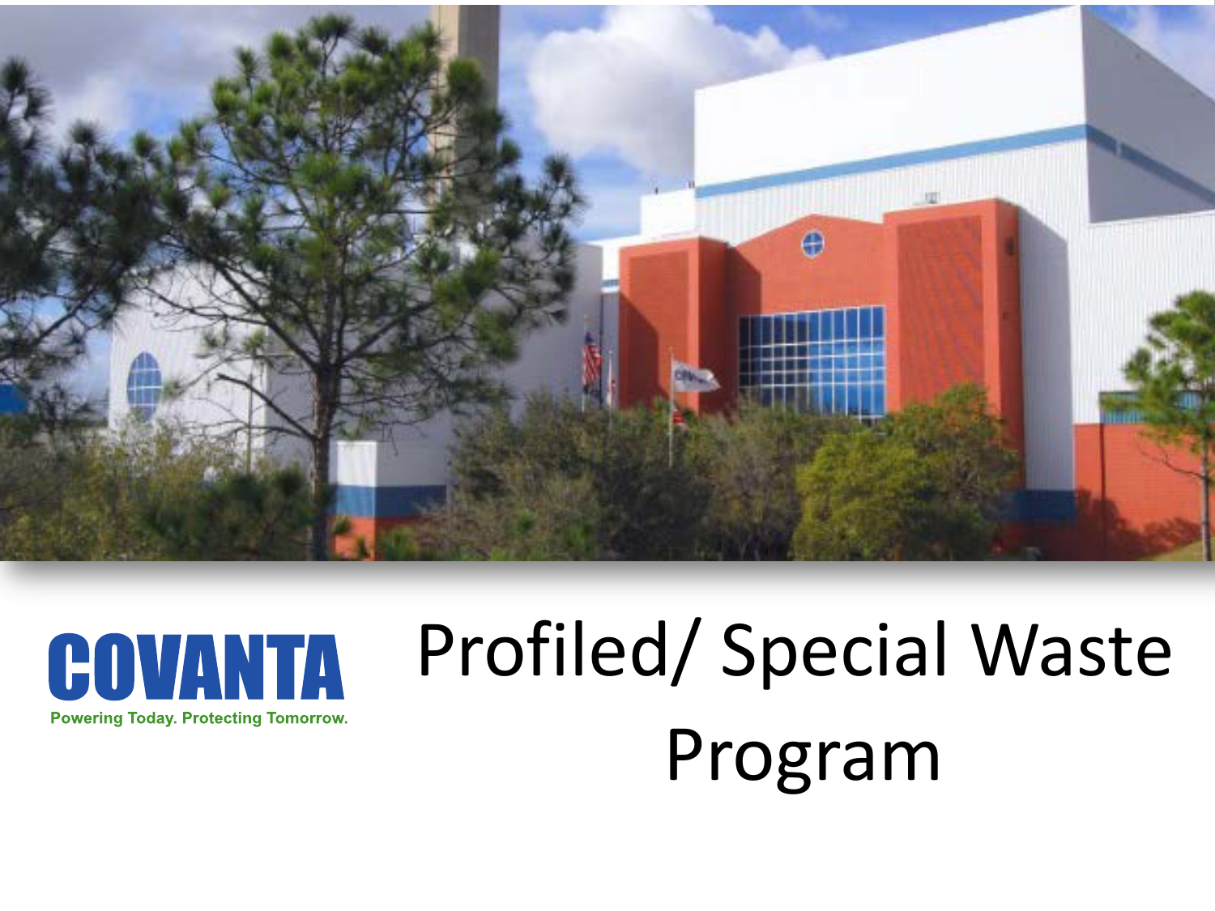COVANTA

Powering Today. Protecting Tomorrow.

# Profiled/ Special Waste Program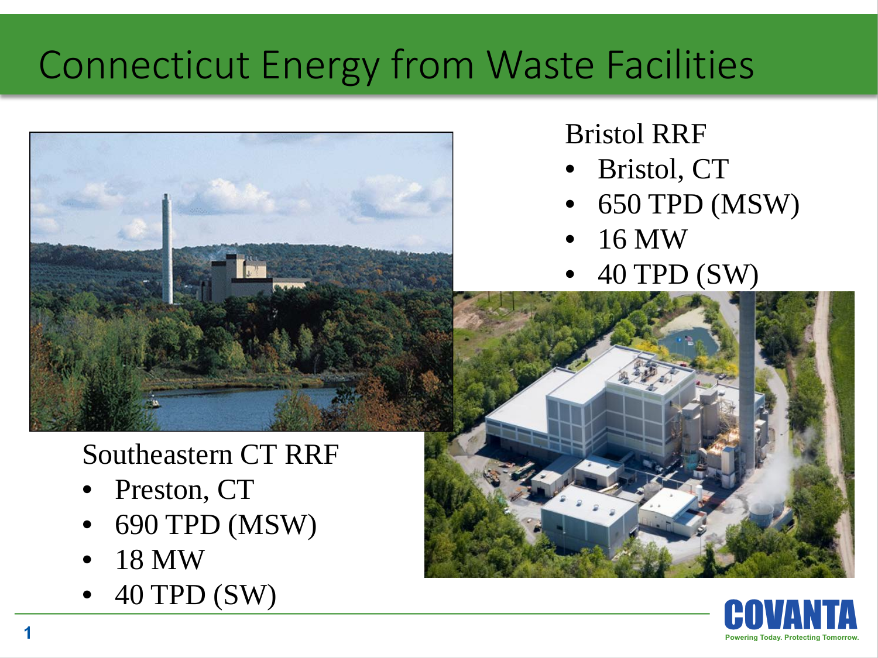# Connecticut Energy from Waste Facilities

Bristol RRF

- Bristol, CT
- 650 TPD (MSW)
- 16 MW
- 40 TPD (SW)

Southeastern CT RRF

- Preston, CT
- 690 TPD (MSW)
- 18 MW
- 40 TPD (SW)

COVANTA

Powering Today. Protecting Tomorrow.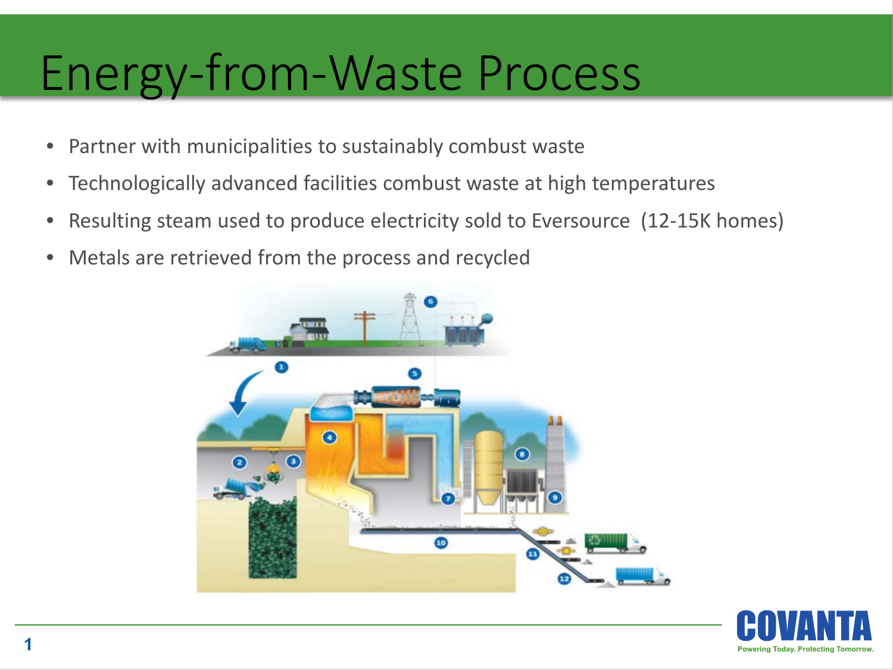# Energy-from-Waste Process

- Partner with municipalities to sustainably combust waste
- Technologically advanced facilities combust waste at high temperatures
- Resulting steam used to produce electricity sold to Eversource (12-15K homes)
- Metals are retrieved from the process and recycled

COVANTA
Powering Today. Protecting Tomorrow.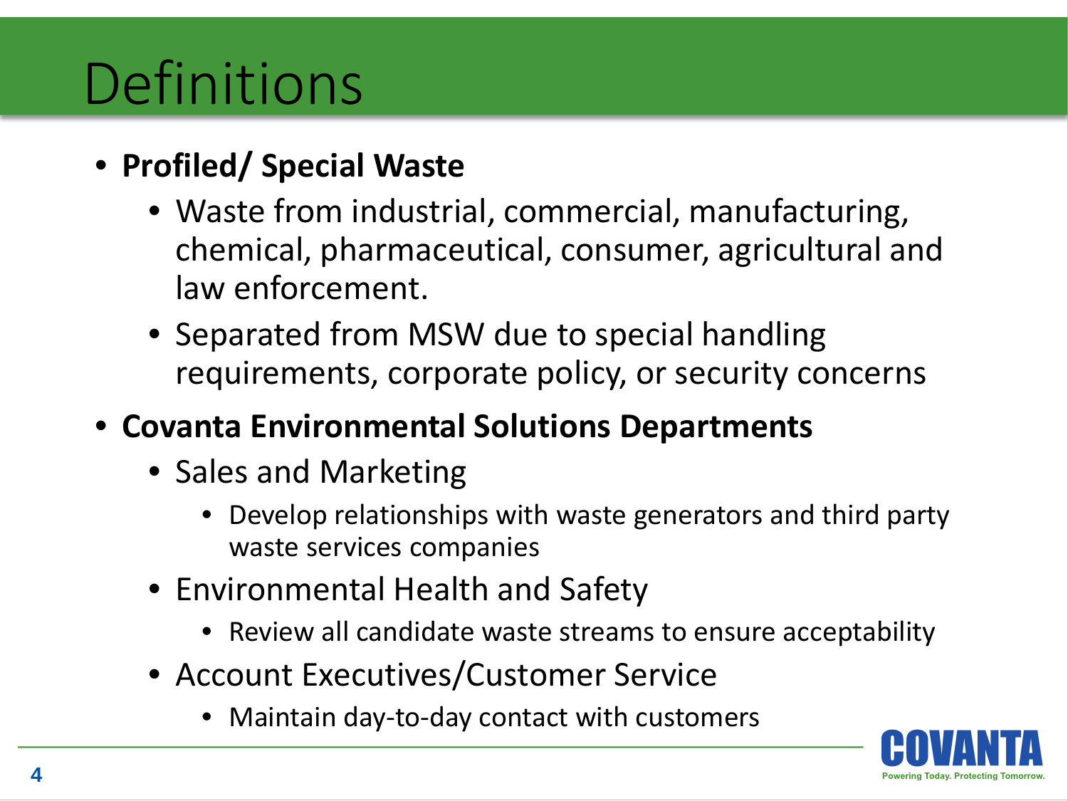# Definitions

- **Profiled/ Special Waste**
  - Waste from industrial, commercial, manufacturing, chemical, pharmaceutical, consumer, agricultural and law enforcement.
  - Separated from MSW due to special handling requirements, corporate policy, or security concerns
- **Covanta Environmental Solutions Departments**
  - Sales and Marketing
    - Develop relationships with waste generators and third party waste services companies
  - Environmental Health and Safety
    - Review all candidate waste streams to ensure acceptability
  - Account Executives/Customer Service
    - Maintain day-to-day contact with customers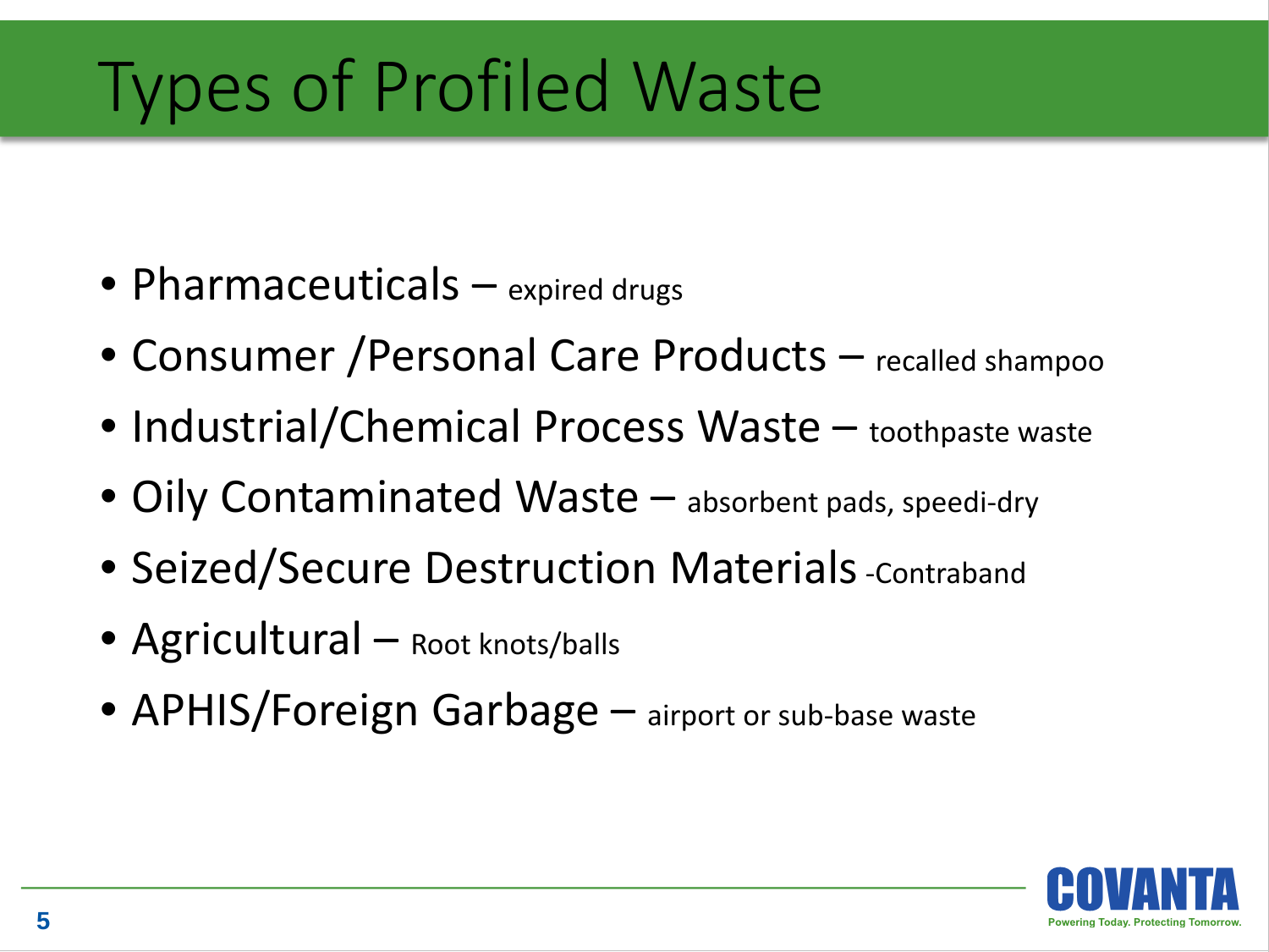# Types of Profiled Waste

- Pharmaceuticals – expired drugs
- Consumer /Personal Care Products – recalled shampoo
- Industrial/Chemical Process Waste – toothpaste waste
- Oily Contaminated Waste – absorbent pads, speedi-dry
- Seized/Secure Destruction Materials -Contraband
- Agricultural – Root knots/balls
- APHIS/Foreign Garbage – airport or sub-base waste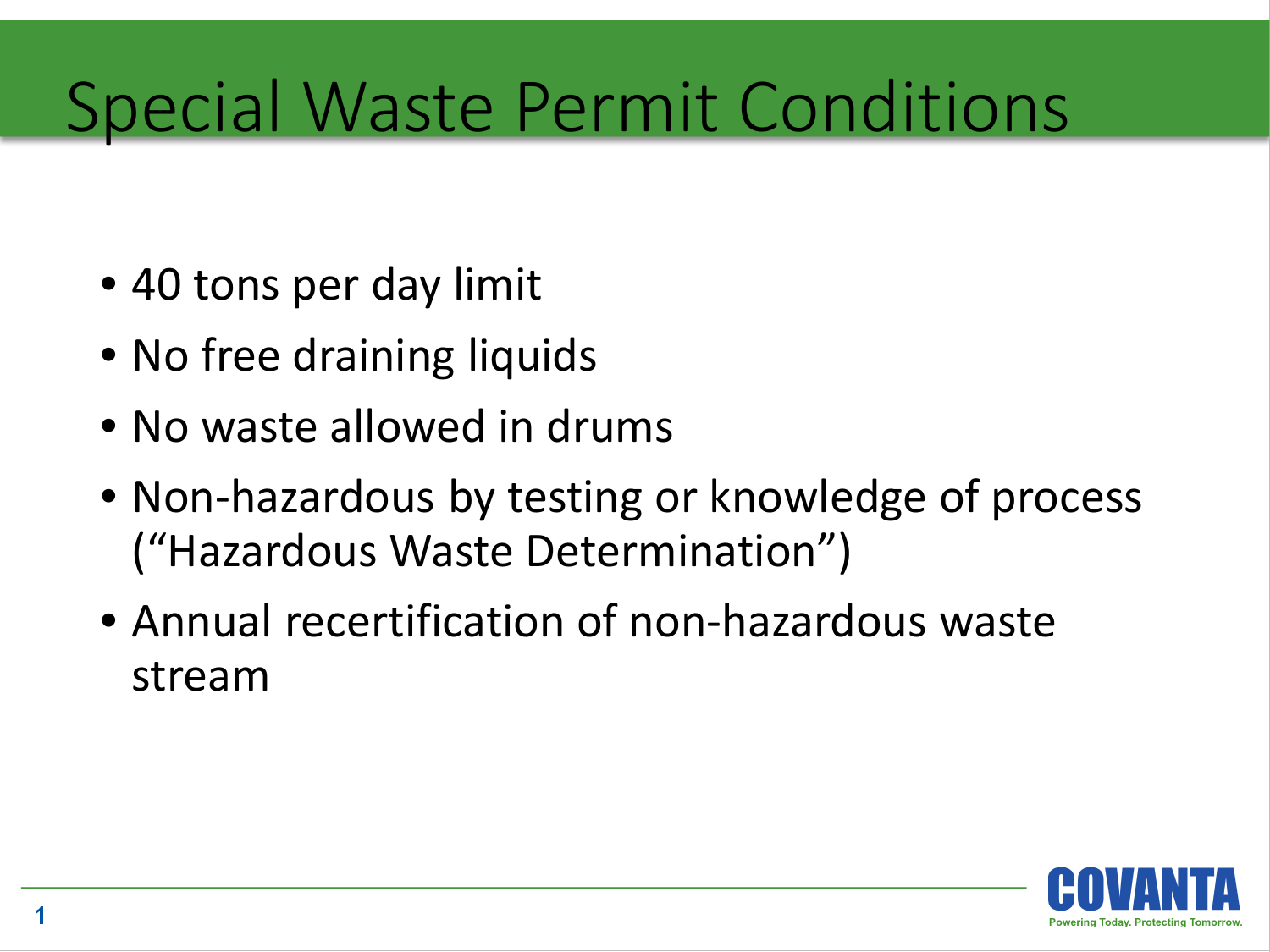# Special Waste Permit Conditions

- 40 tons per day limit
- No free draining liquids
- No waste allowed in drums
- Non-hazardous by testing or knowledge of process (“Hazardous Waste Determination”)
- Annual recertification of non-hazardous waste stream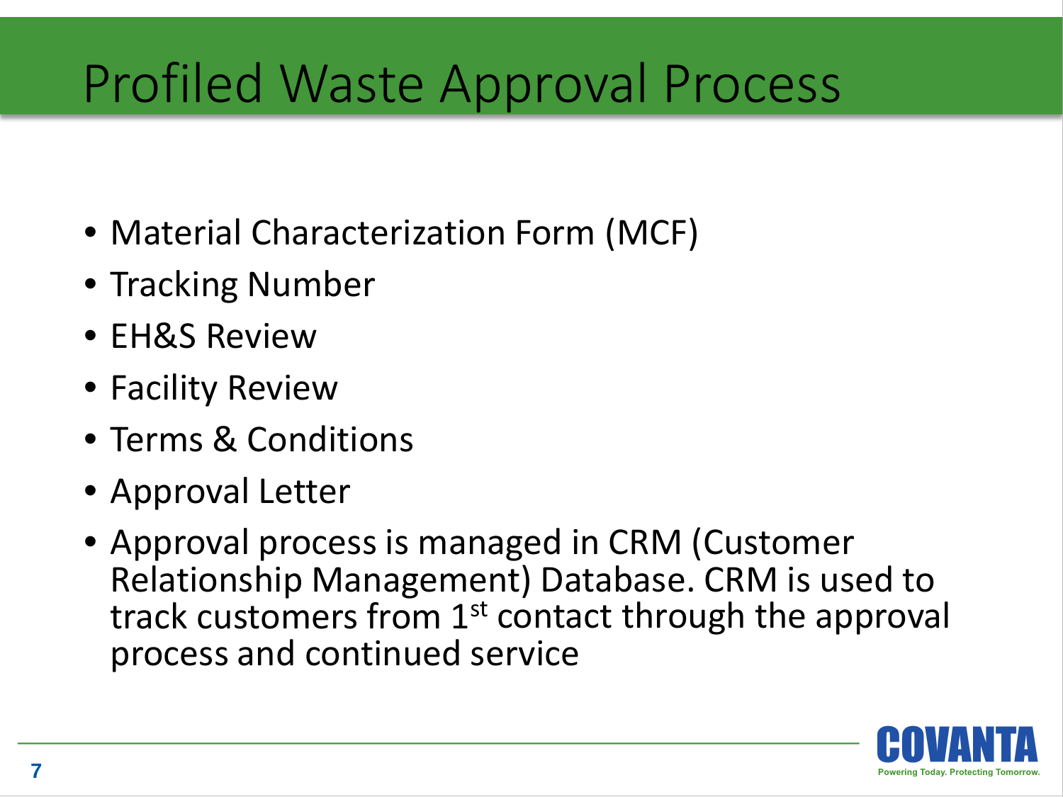# Profiled Waste Approval Process

- Material Characterization Form (MCF)
- Tracking Number
- EH&S Review
- Facility Review
- Terms & Conditions
- Approval Letter
- Approval process is managed in CRM (Customer Relationship Management) Database. CRM is used to track customers from 1st contact through the approval process and continued service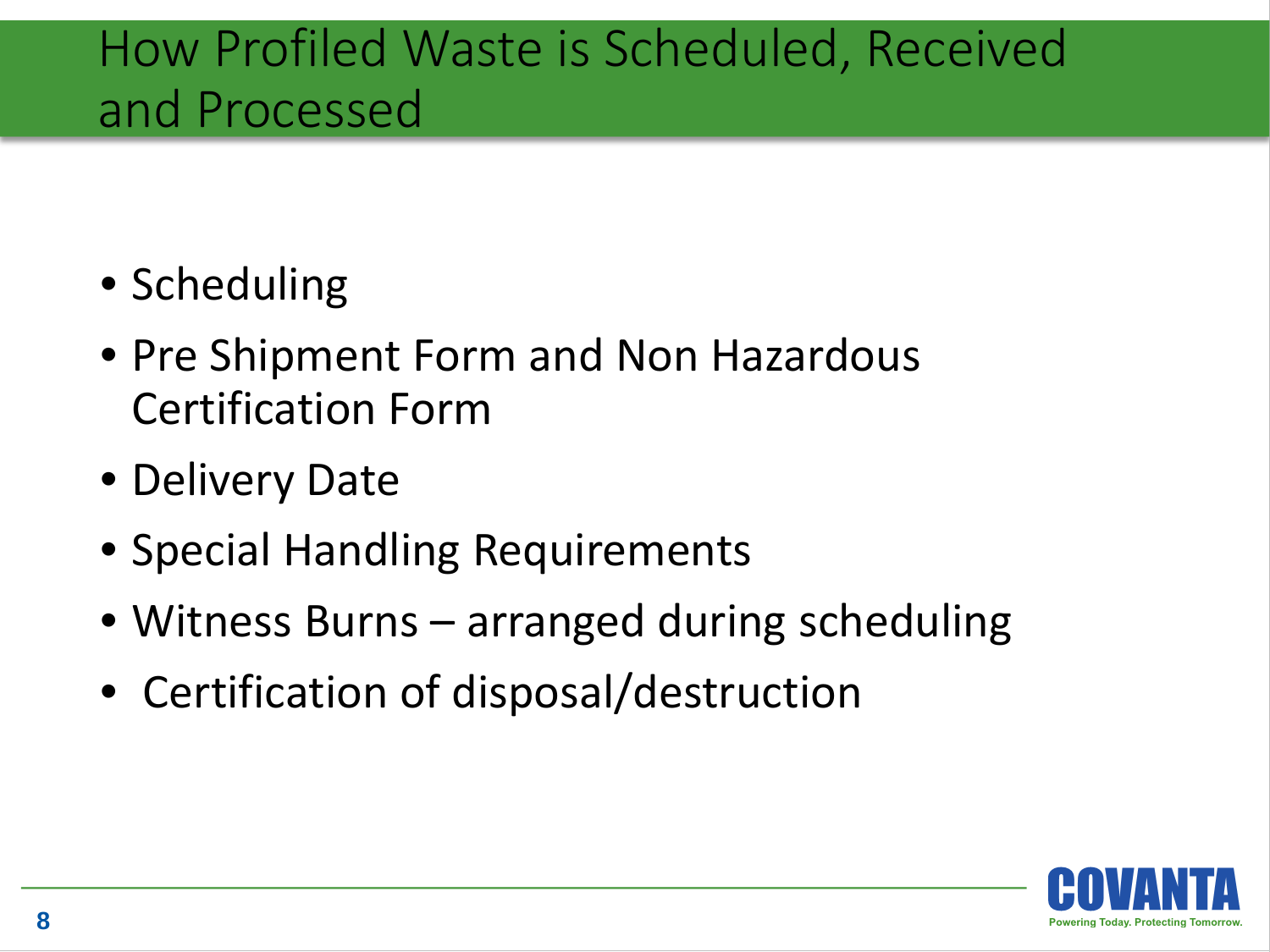# How Profiled Waste is Scheduled, Received and Processed

- Scheduling
- Pre Shipment Form and Non Hazardous Certification Form
- Delivery Date
- Special Handling Requirements
- Witness Burns – arranged during scheduling
- Certification of disposal/destruction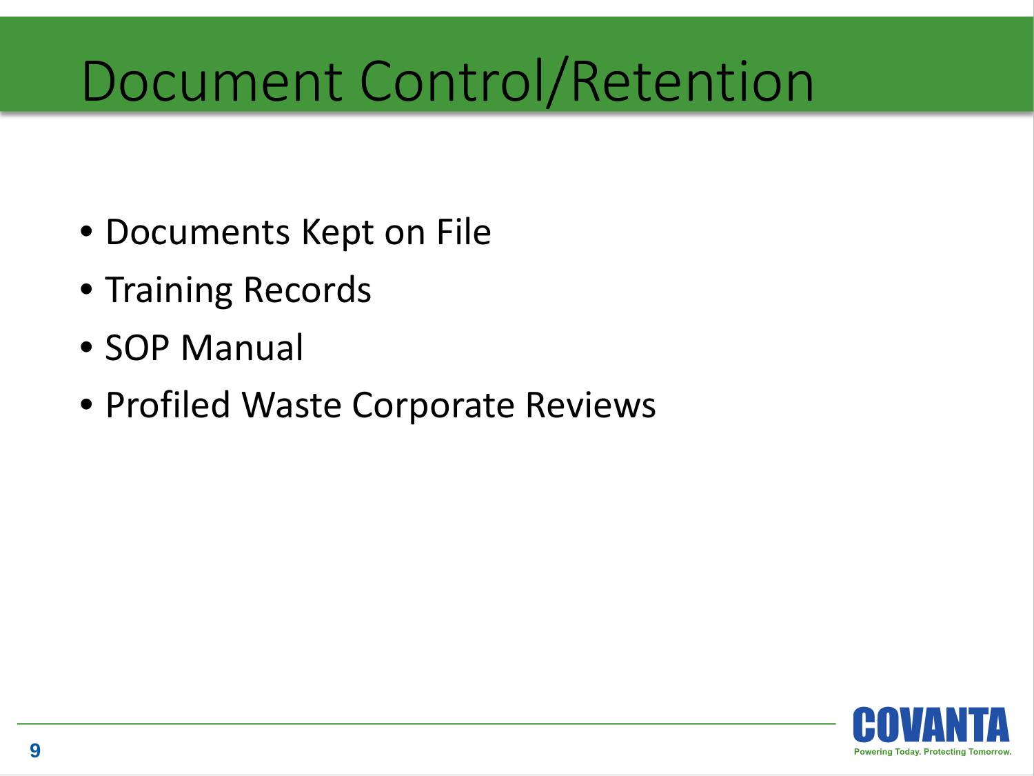# Document Control/Retention

- Documents Kept on File
- Training Records
- SOP Manual
- Profiled Waste Corporate Reviews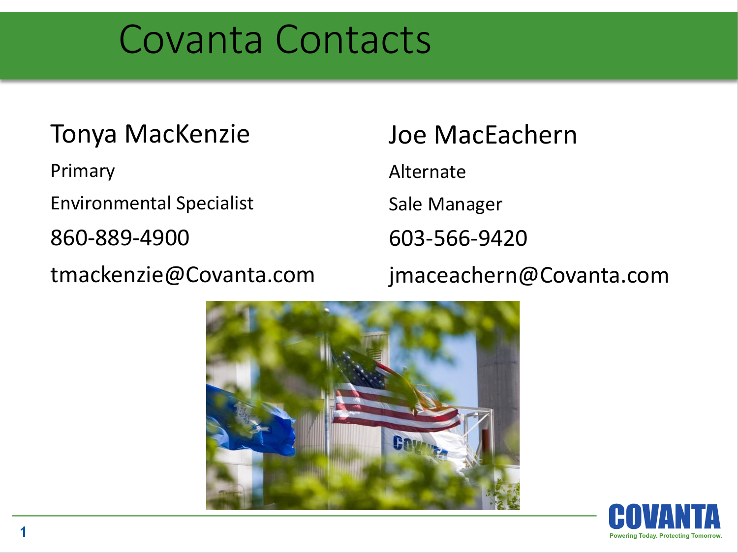# Covanta Contacts

## Tonya MacKenzie

Primary

Environmental Specialist

860-889-4900

tmackenzie@Covanta.com

## Joe MacEachern

Alternate

Sale Manager

603-566-9420

jmaceachern@Covanta.com

COVANTA

Powering Today. Protecting Tomorrow.